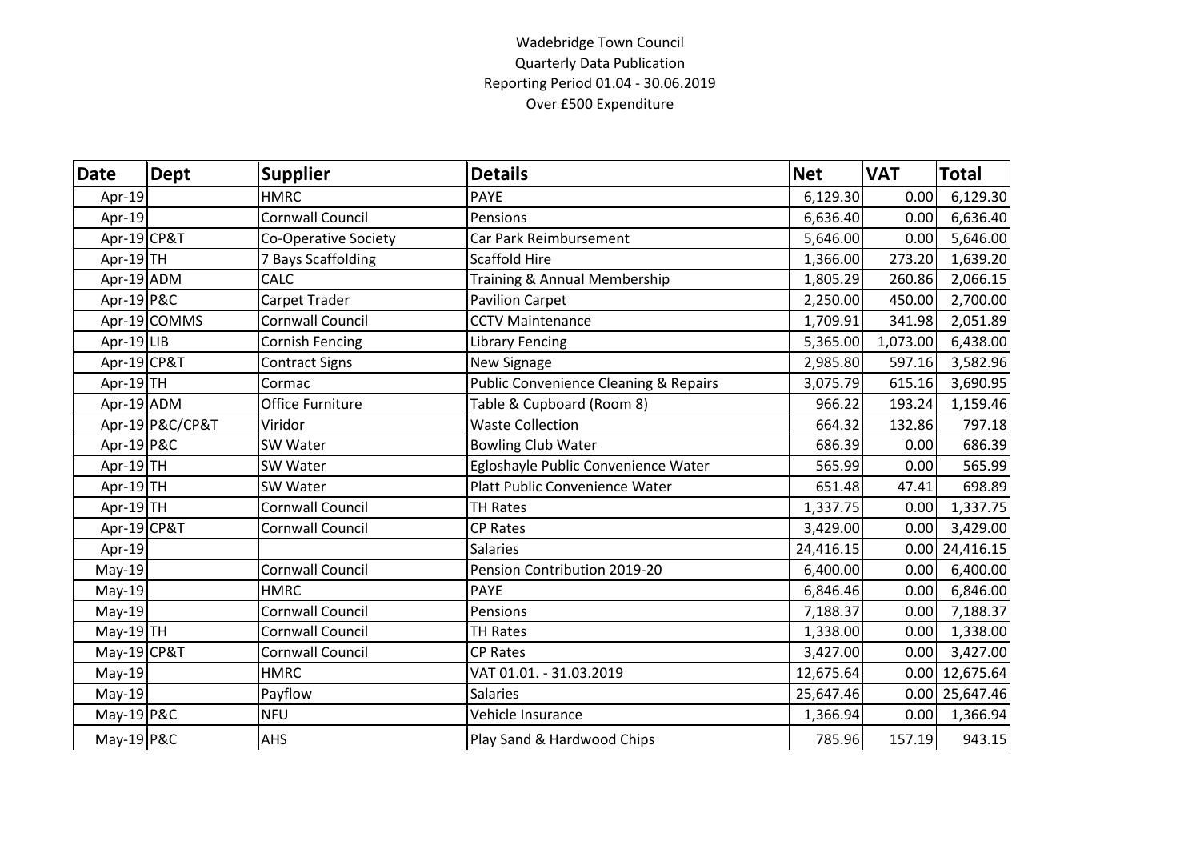Wadebridge Town Council
Quarterly Data Publication
Reporting Period 01.04 - 30.06.2019
Over £500 Expenditure

| Date | Dept | Supplier | Details | Net | VAT | Total |
|---|---|---|---|---|---|---|
| Apr-19 | | HMRC | PAYE | 6,129.30 | 0.00 | 6,129.30 |
| Apr-19 | | Cornwall Council | Pensions | 6,636.40 | 0.00 | 6,636.40 |
| Apr-19 | CP&T | Co-Operative Society | Car Park Reimbursement | 5,646.00 | 0.00 | 5,646.00 |
| Apr-19 | TH | 7 Bays Scaffolding | Scaffold Hire | 1,366.00 | 273.20 | 1,639.20 |
| Apr-19 | ADM | CALC | Training & Annual Membership | 1,805.29 | 260.86 | 2,066.15 |
| Apr-19 | P&C | Carpet Trader | Pavilion Carpet | 2,250.00 | 450.00 | 2,700.00 |
| Apr-19 | COMMS | Cornwall Council | CCTV Maintenance | 1,709.91 | 341.98 | 2,051.89 |
| Apr-19 | LIB | Cornish Fencing | Library Fencing | 5,365.00 | 1,073.00 | 6,438.00 |
| Apr-19 | CP&T | Contract Signs | New Signage | 2,985.80 | 597.16 | 3,582.96 |
| Apr-19 | TH | Cormac | Public Convenience Cleaning & Repairs | 3,075.79 | 615.16 | 3,690.95 |
| Apr-19 | ADM | Office Furniture | Table & Cupboard (Room 8) | 966.22 | 193.24 | 1,159.46 |
| Apr-19 | P&C/CP&T | Viridor | Waste Collection | 664.32 | 132.86 | 797.18 |
| Apr-19 | P&C | SW Water | Bowling Club Water | 686.39 | 0.00 | 686.39 |
| Apr-19 | TH | SW Water | Egloshayle Public Convenience Water | 565.99 | 0.00 | 565.99 |
| Apr-19 | TH | SW Water | Platt Public Convenience Water | 651.48 | 47.41 | 698.89 |
| Apr-19 | TH | Cornwall Council | TH Rates | 1,337.75 | 0.00 | 1,337.75 |
| Apr-19 | CP&T | Cornwall Council | CP Rates | 3,429.00 | 0.00 | 3,429.00 |
| Apr-19 | | | Salaries | 24,416.15 | 0.00 | 24,416.15 |
| May-19 | | Cornwall Council | Pension Contribution 2019-20 | 6,400.00 | 0.00 | 6,400.00 |
| May-19 | | HMRC | PAYE | 6,846.46 | 0.00 | 6,846.00 |
| May-19 | | Cornwall Council | Pensions | 7,188.37 | 0.00 | 7,188.37 |
| May-19 | TH | Cornwall Council | TH Rates | 1,338.00 | 0.00 | 1,338.00 |
| May-19 | CP&T | Cornwall Council | CP Rates | 3,427.00 | 0.00 | 3,427.00 |
| May-19 | | HMRC | VAT 01.01. - 31.03.2019 | 12,675.64 | 0.00 | 12,675.64 |
| May-19 | | Payflow | Salaries | 25,647.46 | 0.00 | 25,647.46 |
| May-19 | P&C | NFU | Vehicle Insurance | 1,366.94 | 0.00 | 1,366.94 |
| May-19 | P&C | AHS | Play Sand & Hardwood Chips | 785.96 | 157.19 | 943.15 |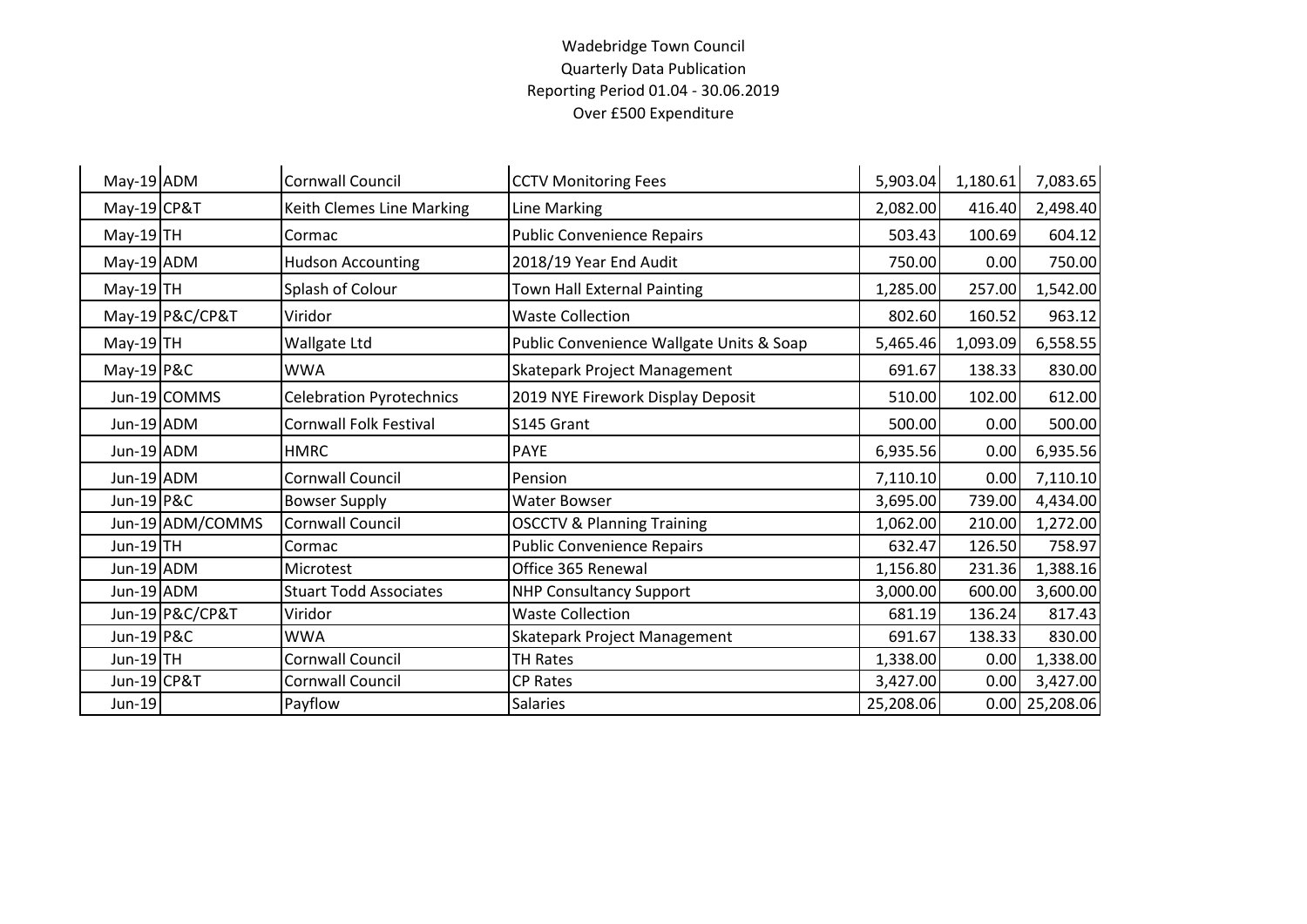Wadebridge Town Council
Quarterly Data Publication
Reporting Period 01.04 - 30.06.2019
Over £500 Expenditure

| | | | | | | |
|---|---|---|---|---|---|---|
| May-19 | ADM | Cornwall Council | CCTV Monitoring Fees | 5,903.04 | 1,180.61 | 7,083.65 |
| May-19 | CP&T | Keith Clemes Line Marking | Line Marking | 2,082.00 | 416.40 | 2,498.40 |
| May-19 | TH | Cormac | Public Convenience Repairs | 503.43 | 100.69 | 604.12 |
| May-19 | ADM | Hudson Accounting | 2018/19 Year End Audit | 750.00 | 0.00 | 750.00 |
| May-19 | TH | Splash of Colour | Town Hall External Painting | 1,285.00 | 257.00 | 1,542.00 |
| May-19 | P&C/CP&T | Viridor | Waste Collection | 802.60 | 160.52 | 963.12 |
| May-19 | TH | Wallgate Ltd | Public Convenience Wallgate Units & Soap | 5,465.46 | 1,093.09 | 6,558.55 |
| May-19 | P&C | WWA | Skatepark Project Management | 691.67 | 138.33 | 830.00 |
| Jun-19 | COMMS | Celebration Pyrotechnics | 2019 NYE Firework Display Deposit | 510.00 | 102.00 | 612.00 |
| Jun-19 | ADM | Cornwall Folk Festival | S145 Grant | 500.00 | 0.00 | 500.00 |
| Jun-19 | ADM | HMRC | PAYE | 6,935.56 | 0.00 | 6,935.56 |
| Jun-19 | ADM | Cornwall Council | Pension | 7,110.10 | 0.00 | 7,110.10 |
| Jun-19 | P&C | Bowser Supply | Water Bowser | 3,695.00 | 739.00 | 4,434.00 |
| Jun-19 | ADM/COMMS | Cornwall Council | OSCCTV & Planning Training | 1,062.00 | 210.00 | 1,272.00 |
| Jun-19 | TH | Cormac | Public Convenience Repairs | 632.47 | 126.50 | 758.97 |
| Jun-19 | ADM | Microtest | Office 365 Renewal | 1,156.80 | 231.36 | 1,388.16 |
| Jun-19 | ADM | Stuart Todd Associates | NHP Consultancy Support | 3,000.00 | 600.00 | 3,600.00 |
| Jun-19 | P&C/CP&T | Viridor | Waste Collection | 681.19 | 136.24 | 817.43 |
| Jun-19 | P&C | WWA | Skatepark Project Management | 691.67 | 138.33 | 830.00 |
| Jun-19 | TH | Cornwall Council | TH Rates | 1,338.00 | 0.00 | 1,338.00 |
| Jun-19 | CP&T | Cornwall Council | CP Rates | 3,427.00 | 0.00 | 3,427.00 |
| Jun-19 | | Payflow | Salaries | 25,208.06 | 0.00 | 25,208.06 |